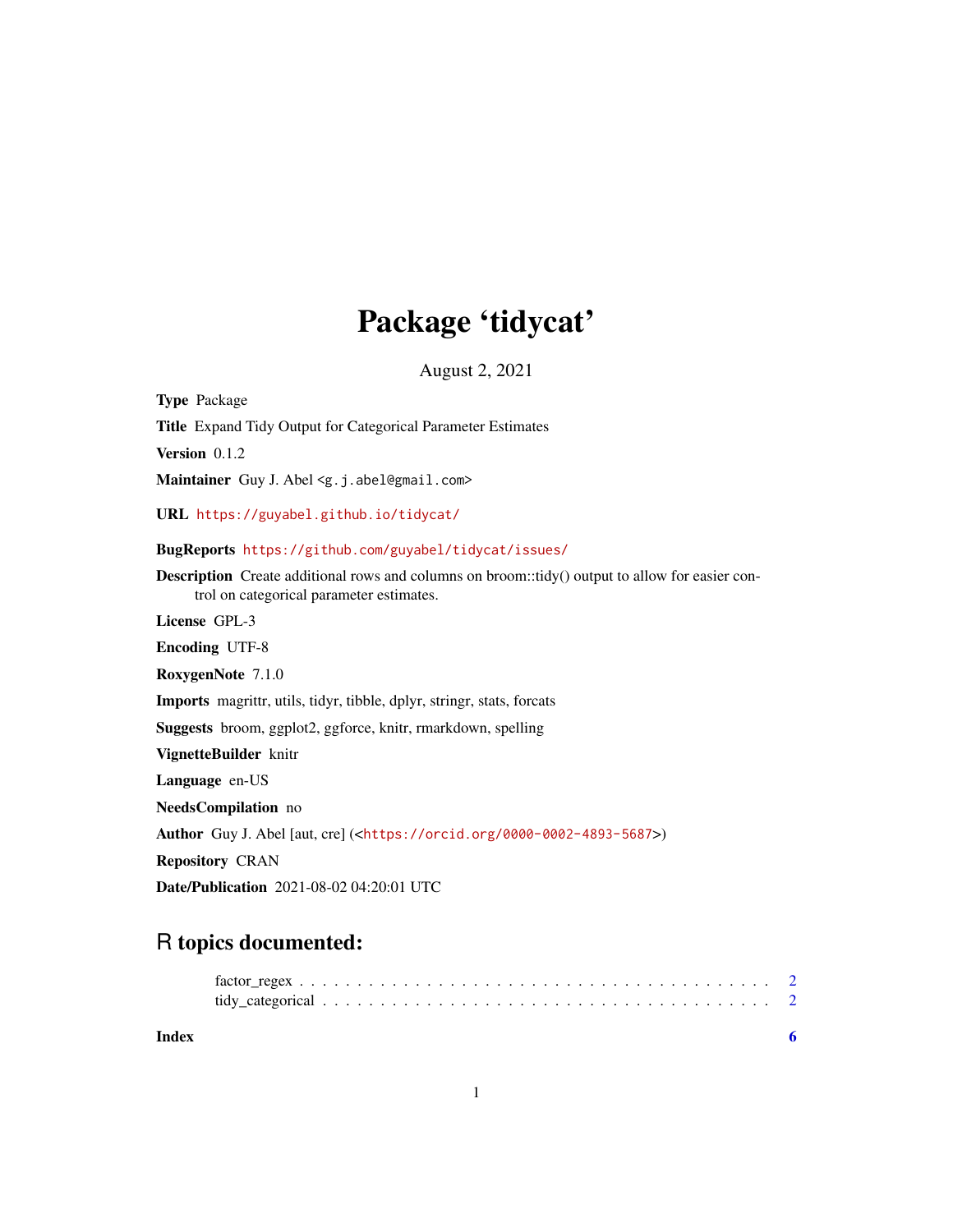# Package 'tidycat'

August 2, 2021

**Type** Package

**Title** Expand Tidy Output for Categorical Parameter Estimates

**Version** 0.1.2

**Maintainer** Guy J. Abel <g.j.abel@gmail.com>

**URL** https://guyabel.github.io/tidycat/

**BugReports** https://github.com/guyabel/tidycat/issues/

**Description** Create additional rows and columns on broom::tidy() output to allow for easier control on categorical parameter estimates.

**License** GPL-3

**Encoding** UTF-8

**RoxygenNote** 7.1.0

**Imports** magrittr, utils, tidyr, tibble, dplyr, stringr, stats, forcats

**Suggests** broom, ggplot2, ggforce, knitr, rmarkdown, spelling

**VignetteBuilder** knitr

**Language** en-US

**NeedsCompilation** no

**Author** Guy J. Abel [aut, cre] (<https://orcid.org/0000-0002-4893-5687>)

**Repository** CRAN

**Date/Publication** 2021-08-02 04:20:01 UTC

## R topics documented:

factor_regex . . . . . . . . . . . . . . . . . . . . . . . . . . . . . . . . . . . . . . . 2
tidy_categorical . . . . . . . . . . . . . . . . . . . . . . . . . . . . . . . . . . . . . 2

**Index** 6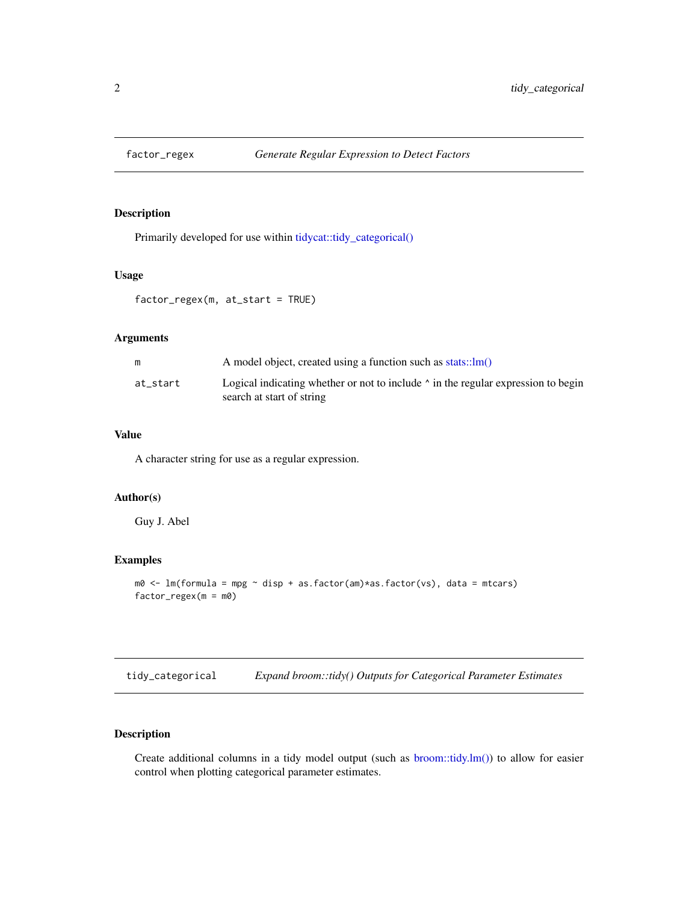## factor_regex *Generate Regular Expression to Detect Factors*

### Description

Primarily developed for use within tidycat::tidy_categorical()

### Usage

```
factor_regex(m, at_start = TRUE)
```

### Arguments

| | |
|---|---|
| m | A model object, created using a function such as stats::lm() |
| at_start | Logical indicating whether or not to include ^ in the regular expression to begin search at start of string |

### Value

A character string for use as a regular expression.

### Author(s)

Guy J. Abel

### Examples

```
m0 <- lm(formula = mpg ~ disp + as.factor(am)*as.factor(vs), data = mtcars)
factor_regex(m = m0)
```

## tidy_categorical *Expand broom::tidy() Outputs for Categorical Parameter Estimates*

### Description

Create additional columns in a tidy model output (such as broom::tidy.lm()) to allow for easier control when plotting categorical parameter estimates.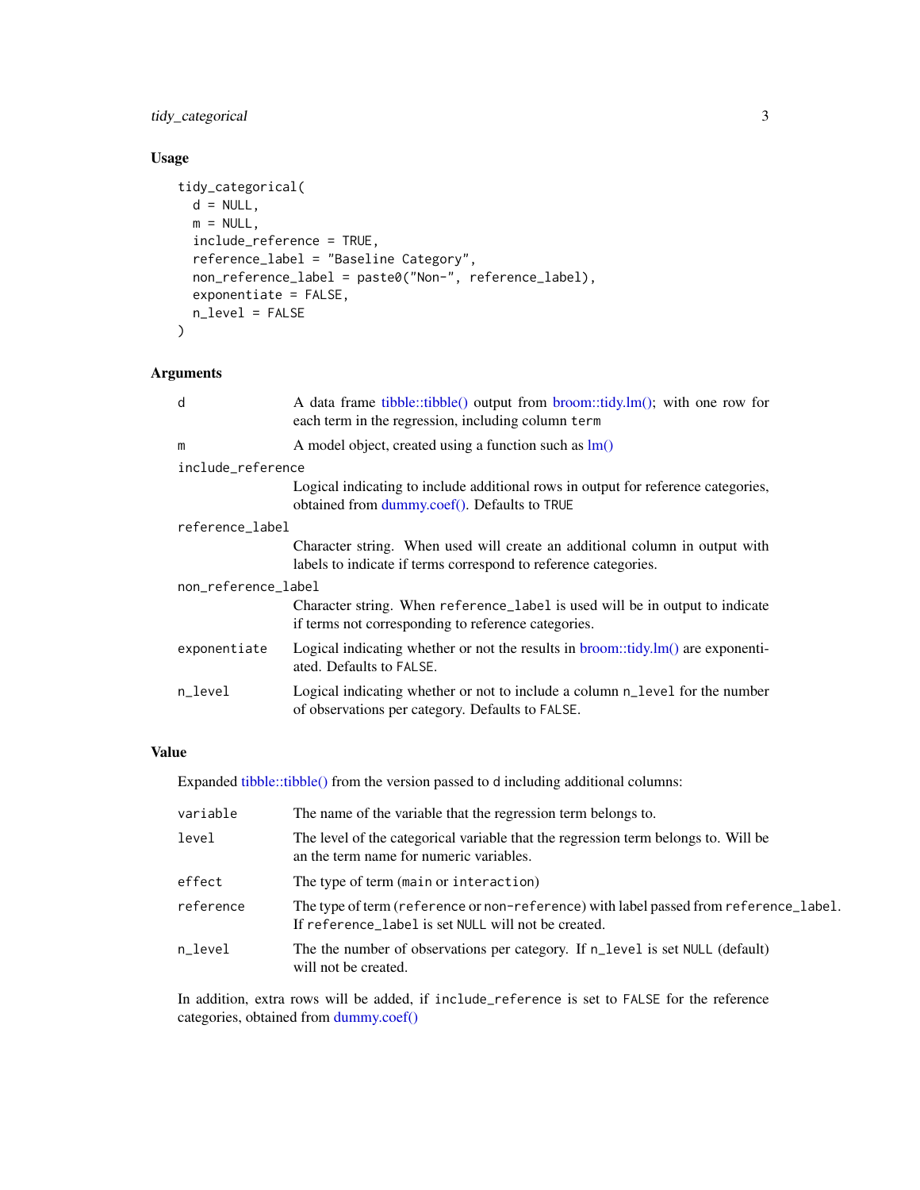## Usage

```
tidy_categorical(
  d = NULL,
  m = NULL,
  include_reference = TRUE,
  reference_label = "Baseline Category",
  non_reference_label = paste0("Non-", reference_label),
  exponentiate = FALSE,
  n_level = FALSE
)
```

## Arguments

| | |
|---|---|
| `d` | A data frame tibble::tibble() output from broom::tidy.lm(); with one row for each term in the regression, including column `term` |
| `m` | A model object, created using a function such as lm() |
| `include_reference` | Logical indicating to include additional rows in output for reference categories, obtained from dummy.coef(). Defaults to `TRUE` |
| `reference_label` | Character string. When used will create an additional column in output with labels to indicate if terms correspond to reference categories. |
| `non_reference_label` | Character string. When `reference_label` is used will be in output to indicate if terms not corresponding to reference categories. |
| `exponentiate` | Logical indicating whether or not the results in broom::tidy.lm() are exponentiated. Defaults to `FALSE`. |
| `n_level` | Logical indicating whether or not to include a column `n_level` for the number of observations per category. Defaults to `FALSE`. |

## Value

Expanded tibble::tibble() from the version passed to `d` including additional columns:

| | |
|---|---|
| `variable` | The name of the variable that the regression term belongs to. |
| `level` | The level of the categorical variable that the regression term belongs to. Will be an the term name for numeric variables. |
| `effect` | The type of term (`main` or `interaction`) |
| `reference` | The type of term (`reference` or `non-reference`) with label passed from `reference_label`. If `reference_label` is set `NULL` will not be created. |
| `n_level` | The the number of observations per category. If `n_level` is set `NULL` (default) will not be created. |

In addition, extra rows will be added, if `include_reference` is set to `FALSE` for the reference categories, obtained from dummy.coef()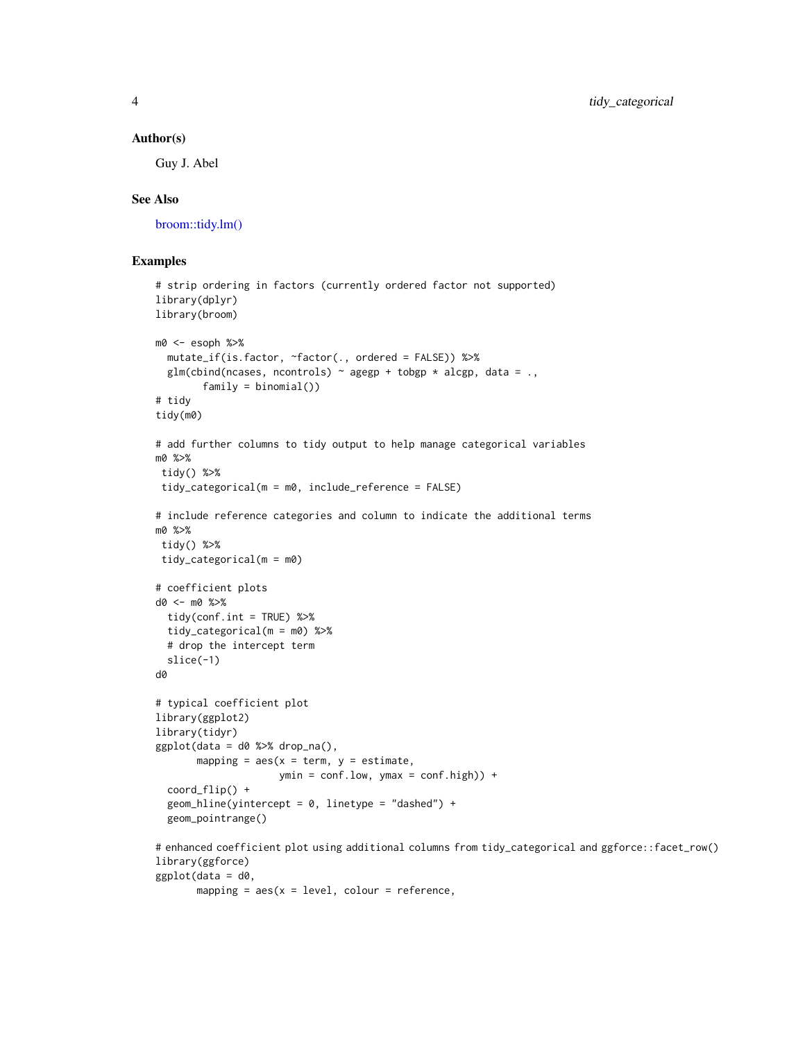### Author(s)

Guy J. Abel

### See Also

broom::tidy.lm()

### Examples

```
# strip ordering in factors (currently ordered factor not supported)
library(dplyr)
library(broom)

m0 <- esoph %>%
  mutate_if(is.factor, ~factor(., ordered = FALSE)) %>%
  glm(cbind(ncases, ncontrols) ~ agegp + tobgp * alcgp, data = .,
        family = binomial())
# tidy
tidy(m0)

# add further columns to tidy output to help manage categorical variables
m0 %>%
 tidy() %>%
 tidy_categorical(m = m0, include_reference = FALSE)

# include reference categories and column to indicate the additional terms
m0 %>%
 tidy() %>%
 tidy_categorical(m = m0)

# coefficient plots
d0 <- m0 %>%
  tidy(conf.int = TRUE) %>%
  tidy_categorical(m = m0) %>%
  # drop the intercept term
  slice(-1)
d0

# typical coefficient plot
library(ggplot2)
library(tidyr)
ggplot(data = d0 %>% drop_na(),
       mapping = aes(x = term, y = estimate,
                     ymin = conf.low, ymax = conf.high)) +
  coord_flip() +
  geom_hline(yintercept = 0, linetype = "dashed") +
  geom_pointrange()

# enhanced coefficient plot using additional columns from tidy_categorical and ggforce::facet_row()
library(ggforce)
ggplot(data = d0,
       mapping = aes(x = level, colour = reference,
```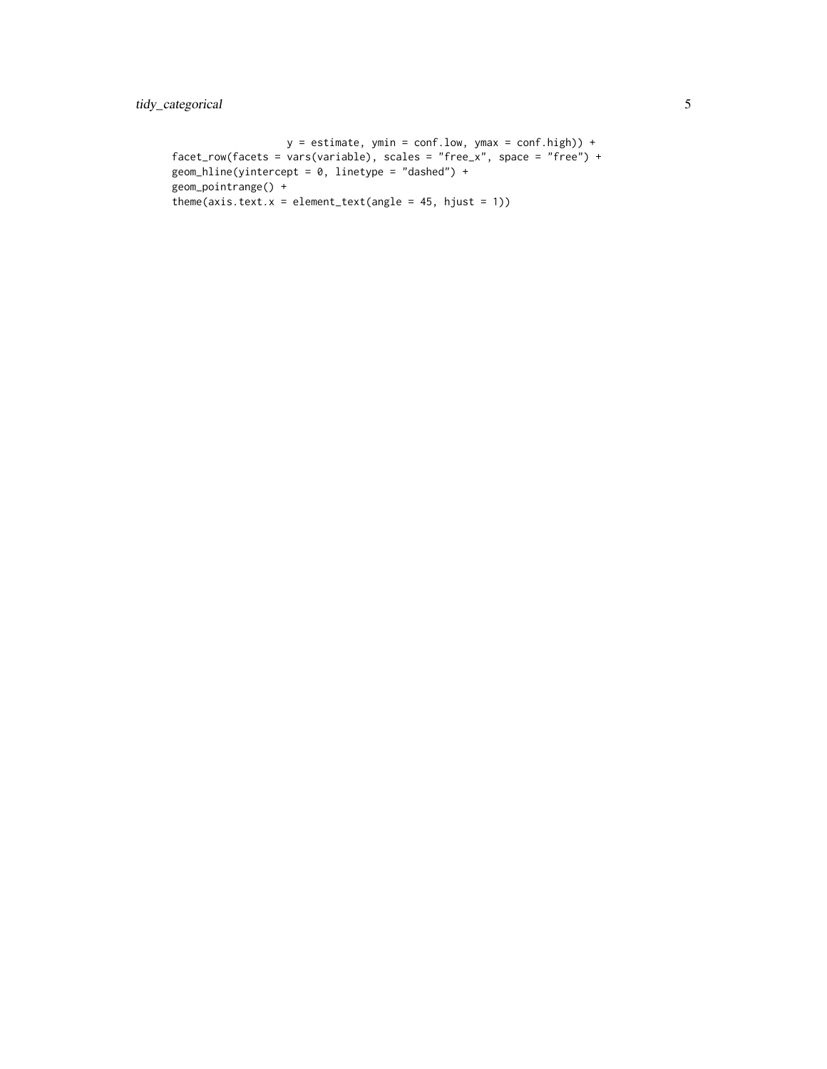```
                    y = estimate, ymin = conf.low, ymax = conf.high)) +
  facet_row(facets = vars(variable), scales = "free_x", space = "free") +
  geom_hline(yintercept = 0, linetype = "dashed") +
  geom_pointrange() +
  theme(axis.text.x = element_text(angle = 45, hjust = 1))
```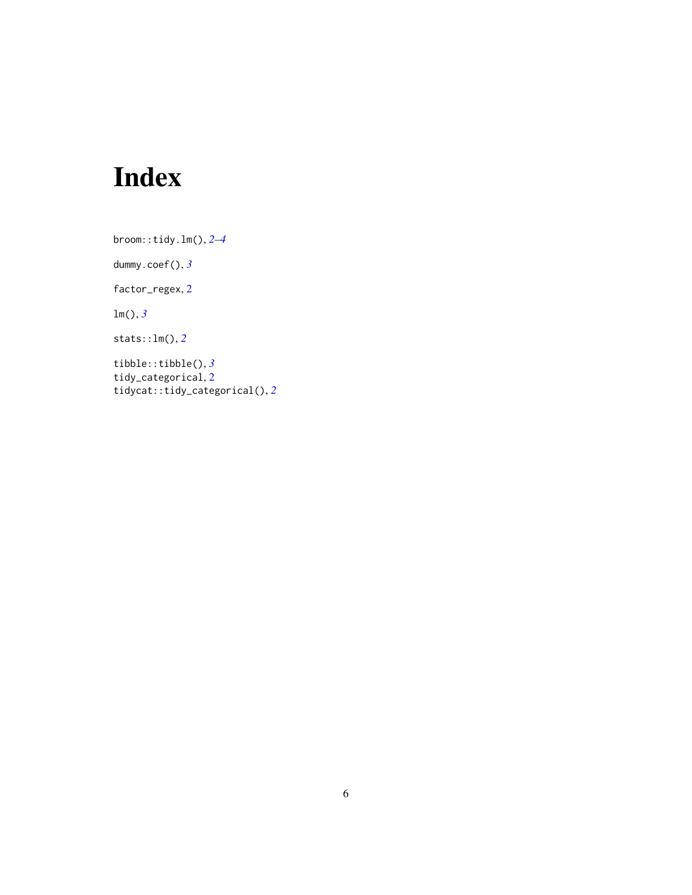# Index

broom::tidy.lm(), *2–4*

dummy.coef(), *3*

factor_regex, 2

lm(), *3*

stats::lm(), *2*

tibble::tibble(), *3*
tidy_categorical, 2
tidycat::tidy_categorical(), *2*